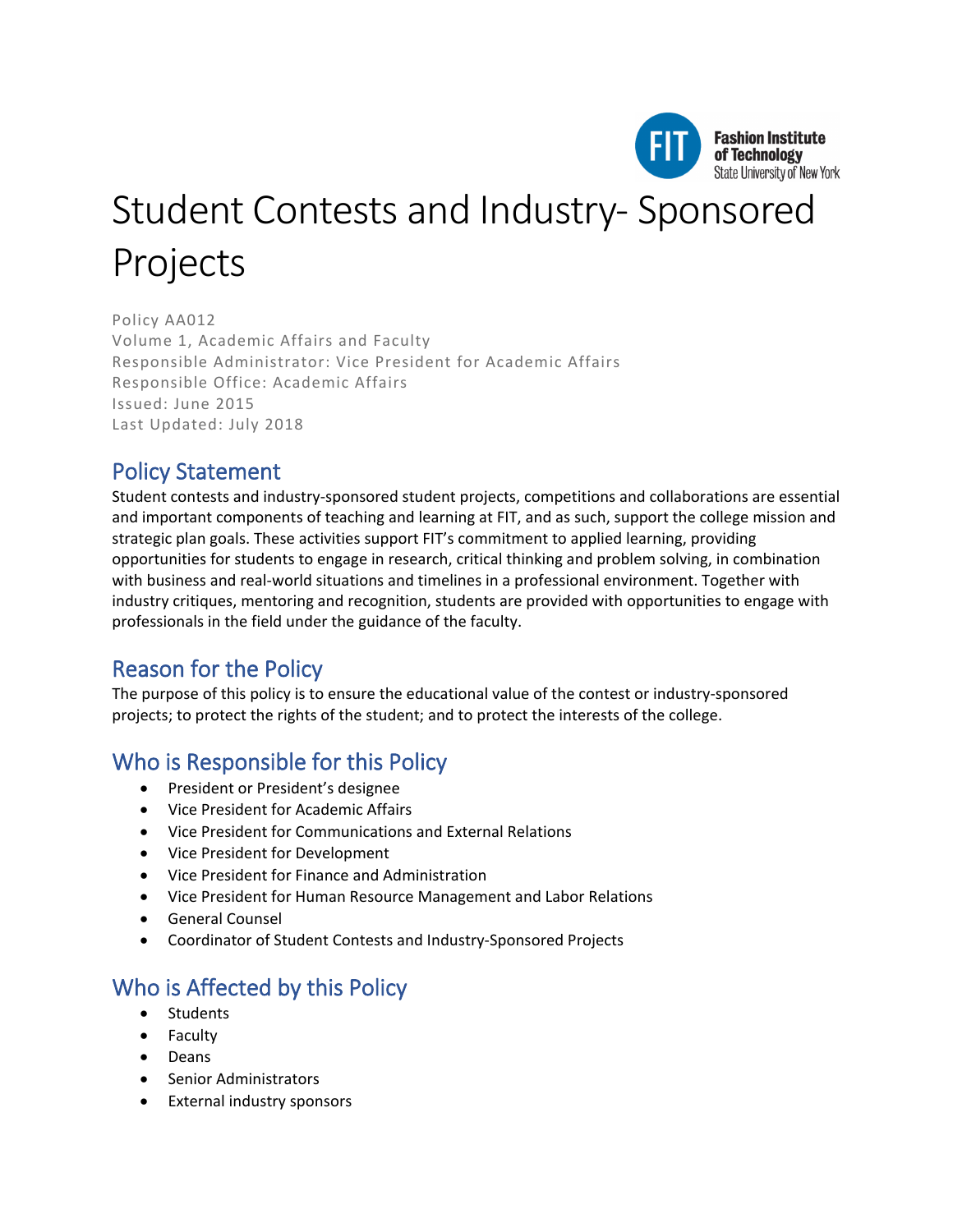# Student Contests and Industry- Sponsored Projects

Policy AA012
Volume 1, Academic Affairs and Faculty
Responsible Administrator: Vice President for Academic Affairs
Responsible Office: Academic Affairs
Issued: June 2015
Last Updated: July 2018

## Policy Statement

Student contests and industry-sponsored student projects, competitions and collaborations are essential and important components of teaching and learning at FIT, and as such, support the college mission and strategic plan goals. These activities support FIT's commitment to applied learning, providing opportunities for students to engage in research, critical thinking and problem solving, in combination with business and real-world situations and timelines in a professional environment. Together with industry critiques, mentoring and recognition, students are provided with opportunities to engage with professionals in the field under the guidance of the faculty.

## Reason for the Policy

The purpose of this policy is to ensure the educational value of the contest or industry-sponsored projects; to protect the rights of the student; and to protect the interests of the college.

## Who is Responsible for this Policy

- President or President's designee
- Vice President for Academic Affairs
- Vice President for Communications and External Relations
- Vice President for Development
- Vice President for Finance and Administration
- Vice President for Human Resource Management and Labor Relations
- General Counsel
- Coordinator of Student Contests and Industry-Sponsored Projects

## Who is Affected by this Policy

- Students
- Faculty
- Deans
- Senior Administrators
- External industry sponsors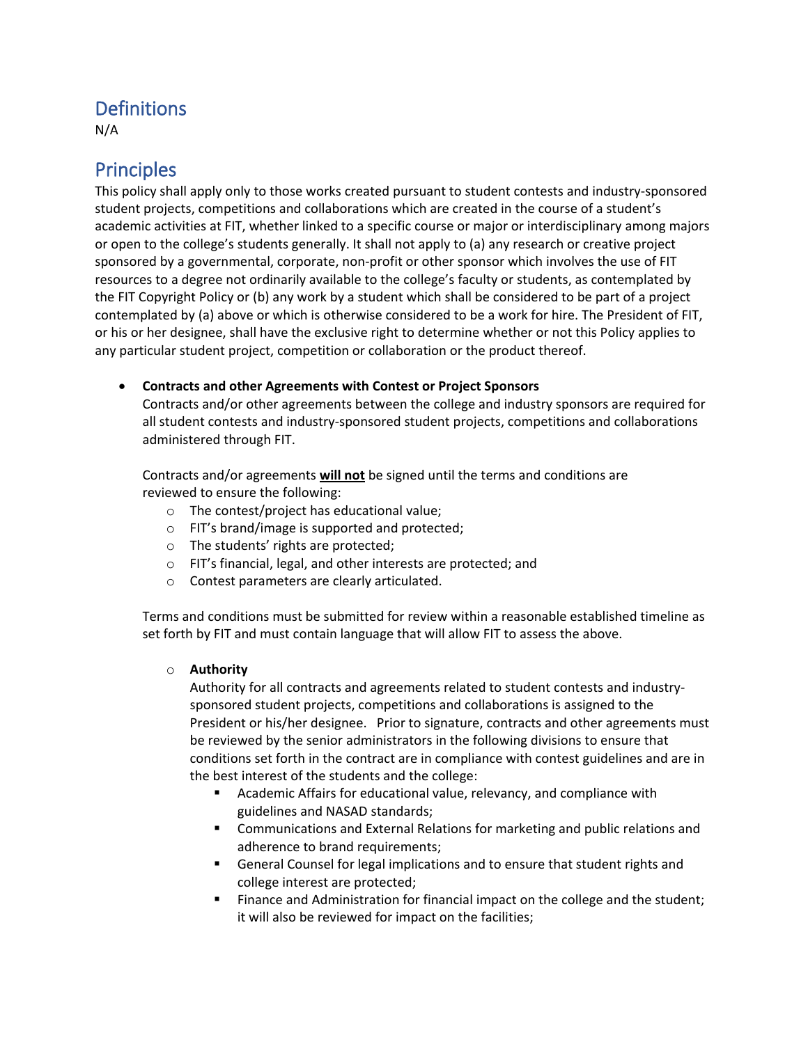## Definitions

N/A

## Principles

This policy shall apply only to those works created pursuant to student contests and industry-sponsored student projects, competitions and collaborations which are created in the course of a student's academic activities at FIT, whether linked to a specific course or major or interdisciplinary among majors or open to the college's students generally. It shall not apply to (a) any research or creative project sponsored by a governmental, corporate, non-profit or other sponsor which involves the use of FIT resources to a degree not ordinarily available to the college's faculty or students, as contemplated by the FIT Copyright Policy or (b) any work by a student which shall be considered to be part of a project contemplated by (a) above or which is otherwise considered to be a work for hire. The President of FIT, or his or her designee, shall have the exclusive right to determine whether or not this Policy applies to any particular student project, competition or collaboration or the product thereof.

- **Contracts and other Agreements with Contest or Project Sponsors**

  Contracts and/or other agreements between the college and industry sponsors are required for all student contests and industry-sponsored student projects, competitions and collaborations administered through FIT.

  Contracts and/or agreements **<u>will not</u>** be signed until the terms and conditions are reviewed to ensure the following:

  - The contest/project has educational value;
  - FIT's brand/image is supported and protected;
  - The students' rights are protected;
  - FIT's financial, legal, and other interests are protected; and
  - Contest parameters are clearly articulated.

  Terms and conditions must be submitted for review within a reasonable established timeline as set forth by FIT and must contain language that will allow FIT to assess the above.

  - **Authority**

    Authority for all contracts and agreements related to student contests and industry-sponsored student projects, competitions and collaborations is assigned to the President or his/her designee. Prior to signature, contracts and other agreements must be reviewed by the senior administrators in the following divisions to ensure that conditions set forth in the contract are in compliance with contest guidelines and are in the best interest of the students and the college:

    - Academic Affairs for educational value, relevancy, and compliance with guidelines and NASAD standards;
    - Communications and External Relations for marketing and public relations and adherence to brand requirements;
    - General Counsel for legal implications and to ensure that student rights and college interest are protected;
    - Finance and Administration for financial impact on the college and the student; it will also be reviewed for impact on the facilities;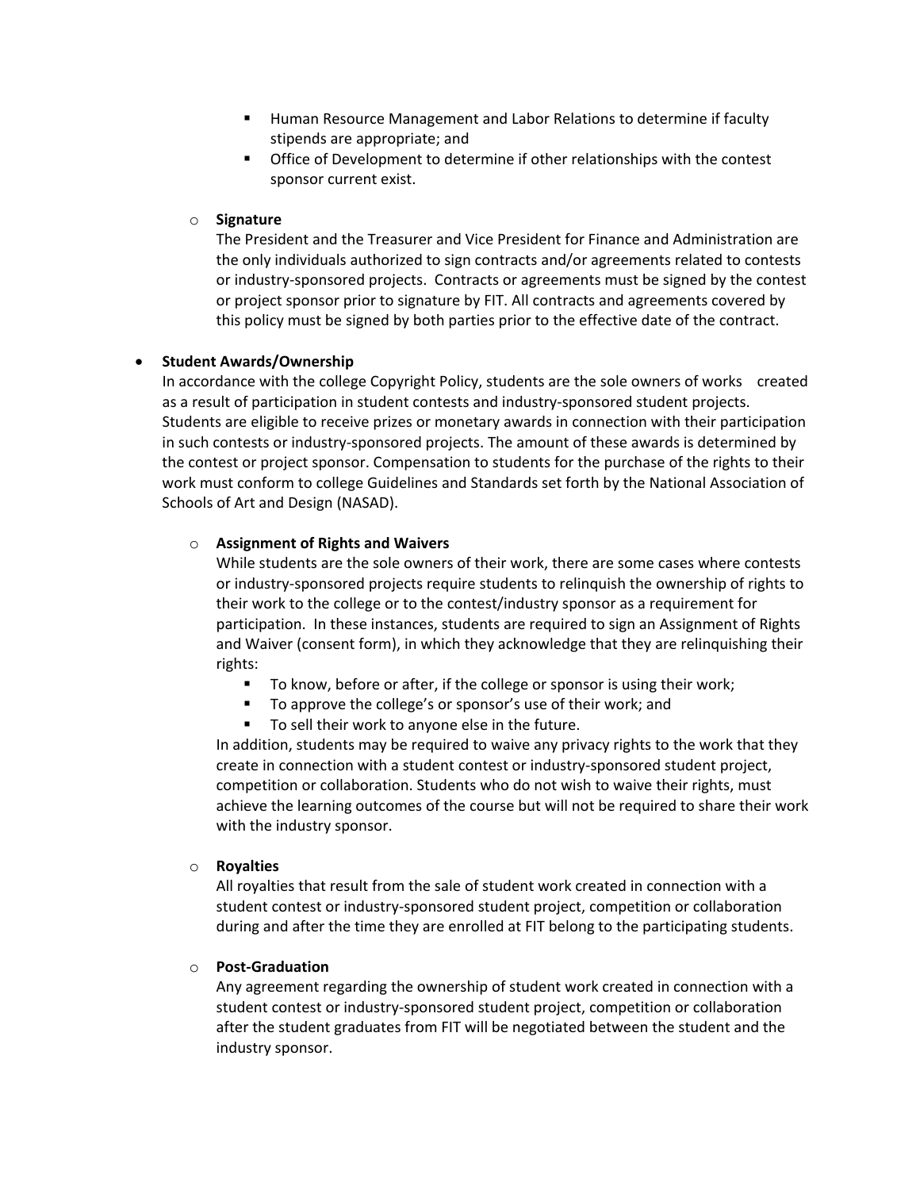- Human Resource Management and Labor Relations to determine if faculty stipends are appropriate; and
    - Office of Development to determine if other relationships with the contest sponsor current exist.

  - **Signature**
    The President and the Treasurer and Vice President for Finance and Administration are the only individuals authorized to sign contracts and/or agreements related to contests or industry-sponsored projects. Contracts or agreements must be signed by the contest or project sponsor prior to signature by FIT. All contracts and agreements covered by this policy must be signed by both parties prior to the effective date of the contract.

- **Student Awards/Ownership**
  In accordance with the college Copyright Policy, students are the sole owners of works created as a result of participation in student contests and industry-sponsored student projects. Students are eligible to receive prizes or monetary awards in connection with their participation in such contests or industry-sponsored projects. The amount of these awards is determined by the contest or project sponsor. Compensation to students for the purchase of the rights to their work must conform to college Guidelines and Standards set forth by the National Association of Schools of Art and Design (NASAD).

  - **Assignment of Rights and Waivers**
    While students are the sole owners of their work, there are some cases where contests or industry-sponsored projects require students to relinquish the ownership of rights to their work to the college or to the contest/industry sponsor as a requirement for participation. In these instances, students are required to sign an Assignment of Rights and Waiver (consent form), in which they acknowledge that they are relinquishing their rights:
    - To know, before or after, if the college or sponsor is using their work;
    - To approve the college's or sponsor's use of their work; and
    - To sell their work to anyone else in the future.

    In addition, students may be required to waive any privacy rights to the work that they create in connection with a student contest or industry-sponsored student project, competition or collaboration. Students who do not wish to waive their rights, must achieve the learning outcomes of the course but will not be required to share their work with the industry sponsor.

  - **Royalties**
    All royalties that result from the sale of student work created in connection with a student contest or industry-sponsored student project, competition or collaboration during and after the time they are enrolled at FIT belong to the participating students.

  - **Post-Graduation**
    Any agreement regarding the ownership of student work created in connection with a student contest or industry-sponsored student project, competition or collaboration after the student graduates from FIT will be negotiated between the student and the industry sponsor.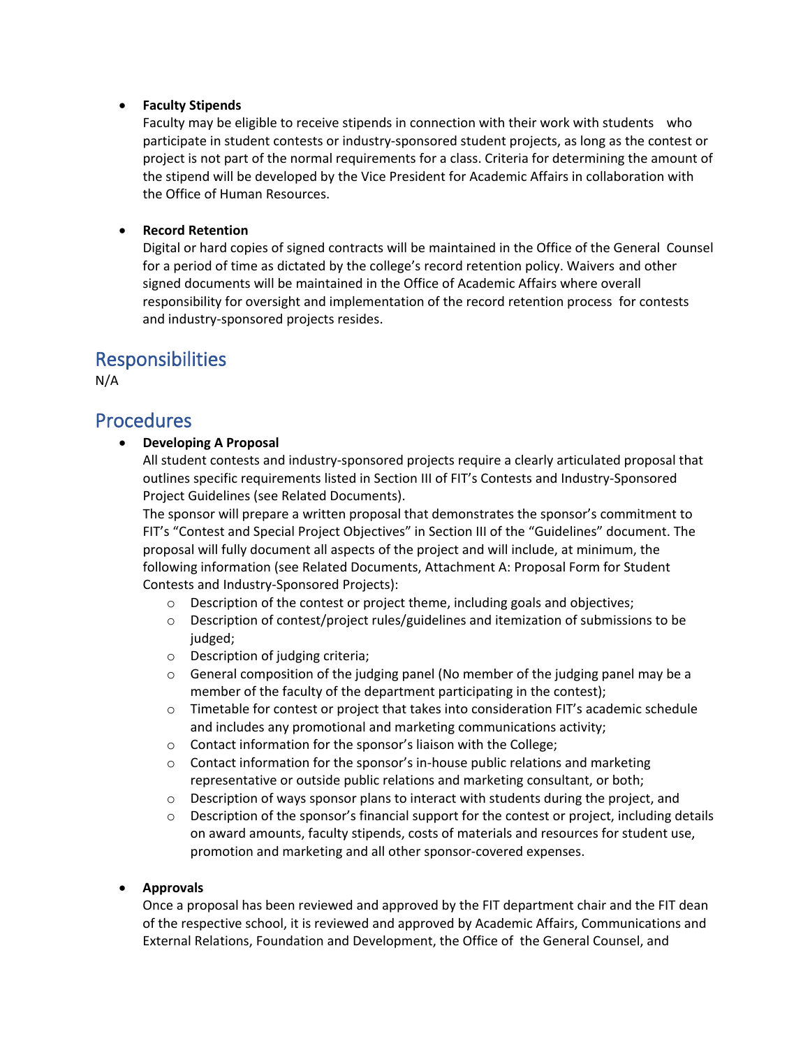- **Faculty Stipends**
  Faculty may be eligible to receive stipends in connection with their work with students who participate in student contests or industry-sponsored student projects, as long as the contest or project is not part of the normal requirements for a class. Criteria for determining the amount of the stipend will be developed by the Vice President for Academic Affairs in collaboration with the Office of Human Resources.

- **Record Retention**
  Digital or hard copies of signed contracts will be maintained in the Office of the General Counsel for a period of time as dictated by the college's record retention policy. Waivers and other signed documents will be maintained in the Office of Academic Affairs where overall responsibility for oversight and implementation of the record retention process for contests and industry-sponsored projects resides.

## Responsibilities

N/A

## Procedures

- **Developing A Proposal**
  All student contests and industry-sponsored projects require a clearly articulated proposal that outlines specific requirements listed in Section III of FIT's Contests and Industry-Sponsored Project Guidelines (see Related Documents).
  The sponsor will prepare a written proposal that demonstrates the sponsor's commitment to FIT's "Contest and Special Project Objectives" in Section III of the "Guidelines" document. The proposal will fully document all aspects of the project and will include, at minimum, the following information (see Related Documents, Attachment A: Proposal Form for Student Contests and Industry-Sponsored Projects):
  - Description of the contest or project theme, including goals and objectives;
  - Description of contest/project rules/guidelines and itemization of submissions to be judged;
  - Description of judging criteria;
  - General composition of the judging panel (No member of the judging panel may be a member of the faculty of the department participating in the contest);
  - Timetable for contest or project that takes into consideration FIT's academic schedule and includes any promotional and marketing communications activity;
  - Contact information for the sponsor's liaison with the College;
  - Contact information for the sponsor's in-house public relations and marketing representative or outside public relations and marketing consultant, or both;
  - Description of ways sponsor plans to interact with students during the project, and
  - Description of the sponsor's financial support for the contest or project, including details on award amounts, faculty stipends, costs of materials and resources for student use, promotion and marketing and all other sponsor-covered expenses.

- **Approvals**
  Once a proposal has been reviewed and approved by the FIT department chair and the FIT dean of the respective school, it is reviewed and approved by Academic Affairs, Communications and External Relations, Foundation and Development, the Office of the General Counsel, and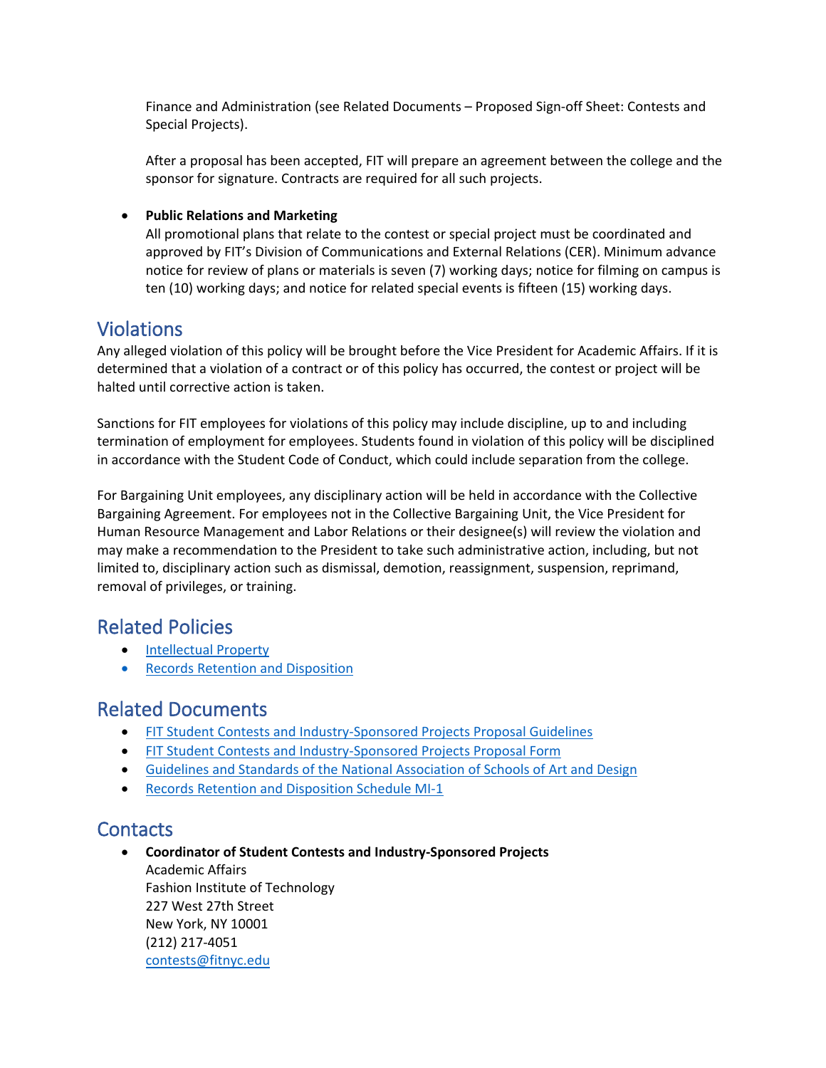Finance and Administration (see Related Documents – Proposed Sign-off Sheet: Contests and Special Projects).

After a proposal has been accepted, FIT will prepare an agreement between the college and the sponsor for signature. Contracts are required for all such projects.

- **Public Relations and Marketing**
  All promotional plans that relate to the contest or special project must be coordinated and approved by FIT's Division of Communications and External Relations (CER). Minimum advance notice for review of plans or materials is seven (7) working days; notice for filming on campus is ten (10) working days; and notice for related special events is fifteen (15) working days.

## Violations

Any alleged violation of this policy will be brought before the Vice President for Academic Affairs. If it is determined that a violation of a contract or of this policy has occurred, the contest or project will be halted until corrective action is taken.

Sanctions for FIT employees for violations of this policy may include discipline, up to and including termination of employment for employees. Students found in violation of this policy will be disciplined in accordance with the Student Code of Conduct, which could include separation from the college.

For Bargaining Unit employees, any disciplinary action will be held in accordance with the Collective Bargaining Agreement. For employees not in the Collective Bargaining Unit, the Vice President for Human Resource Management and Labor Relations or their designee(s) will review the violation and may make a recommendation to the President to take such administrative action, including, but not limited to, disciplinary action such as dismissal, demotion, reassignment, suspension, reprimand, removal of privileges, or training.

## Related Policies

- Intellectual Property
- Records Retention and Disposition

## Related Documents

- FIT Student Contests and Industry-Sponsored Projects Proposal Guidelines
- FIT Student Contests and Industry-Sponsored Projects Proposal Form
- Guidelines and Standards of the National Association of Schools of Art and Design
- Records Retention and Disposition Schedule MI-1

## Contacts

- **Coordinator of Student Contests and Industry-Sponsored Projects**
  Academic Affairs
  Fashion Institute of Technology
  227 West 27th Street
  New York, NY 10001
  (212) 217-4051
  contests@fitnyc.edu